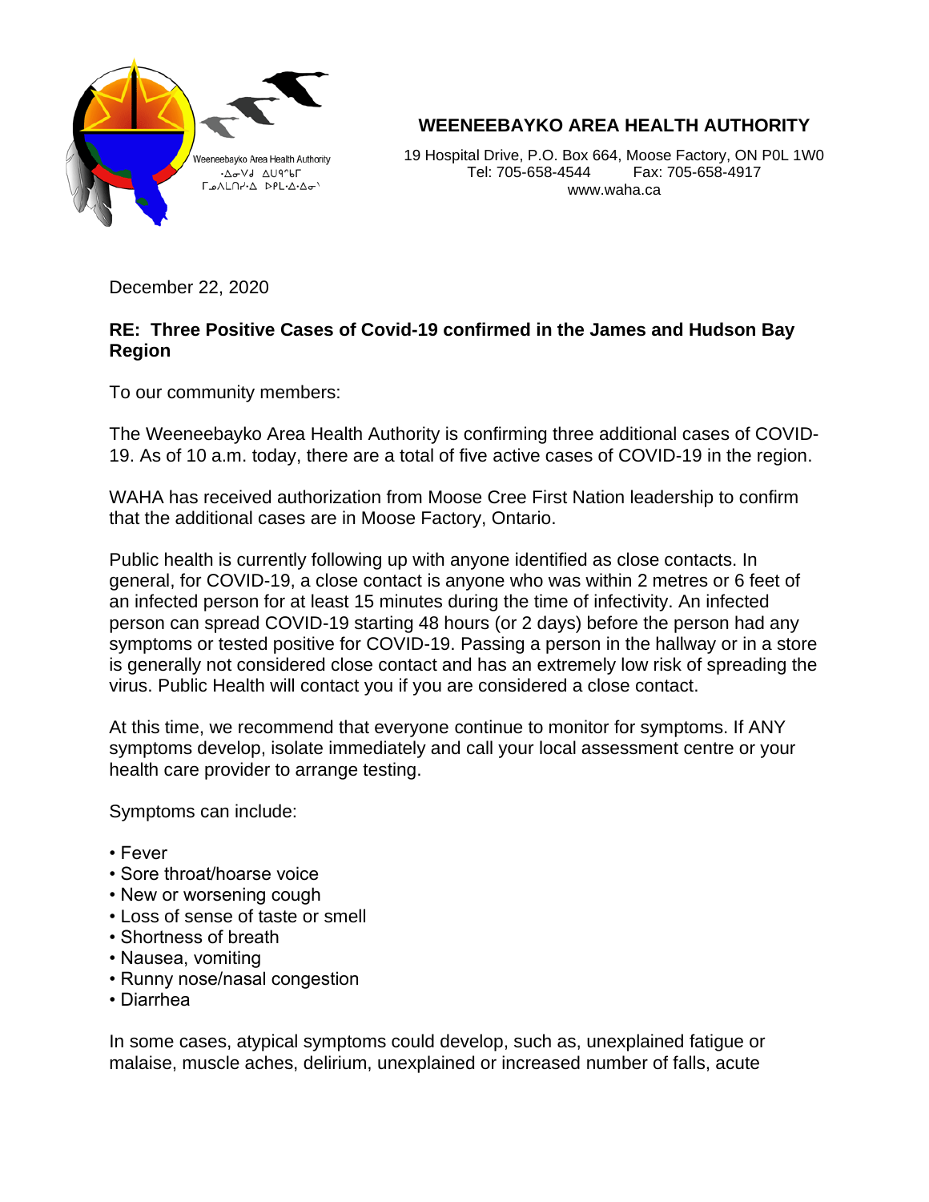# WEENEEBAYKO AREA HEALTH AUTHORITY

Weeneebayko Area Health Authority
ᐧᐃᓂᐯᑯ ᐃᑌᑫᒥᑲᒥᐠ
ᒥᓄᐱᒪᑎᓰᐧᐃᐣ ᐅᒪᐧᐃᐧᐃᓂᐠ

19 Hospital Drive, P.O. Box 664, Moose Factory, ON P0L 1W0
Tel: 705-658-4544 Fax: 705-658-4917
www.waha.ca

December 22, 2020

**RE: Three Positive Cases of Covid-19 confirmed in the James and Hudson Bay Region**

To our community members:

The Weeneebayko Area Health Authority is confirming three additional cases of COVID-19. As of 10 a.m. today, there are a total of five active cases of COVID-19 in the region.

WAHA has received authorization from Moose Cree First Nation leadership to confirm that the additional cases are in Moose Factory, Ontario.

Public health is currently following up with anyone identified as close contacts. In general, for COVID-19, a close contact is anyone who was within 2 metres or 6 feet of an infected person for at least 15 minutes during the time of infectivity. An infected person can spread COVID-19 starting 48 hours (or 2 days) before the person had any symptoms or tested positive for COVID-19. Passing a person in the hallway or in a store is generally not considered close contact and has an extremely low risk of spreading the virus. Public Health will contact you if you are considered a close contact.

At this time, we recommend that everyone continue to monitor for symptoms. If ANY symptoms develop, isolate immediately and call your local assessment centre or your health care provider to arrange testing.

Symptoms can include:

- Fever
- Sore throat/hoarse voice
- New or worsening cough
- Loss of sense of taste or smell
- Shortness of breath
- Nausea, vomiting
- Runny nose/nasal congestion
- Diarrhea

In some cases, atypical symptoms could develop, such as, unexplained fatigue or malaise, muscle aches, delirium, unexplained or increased number of falls, acute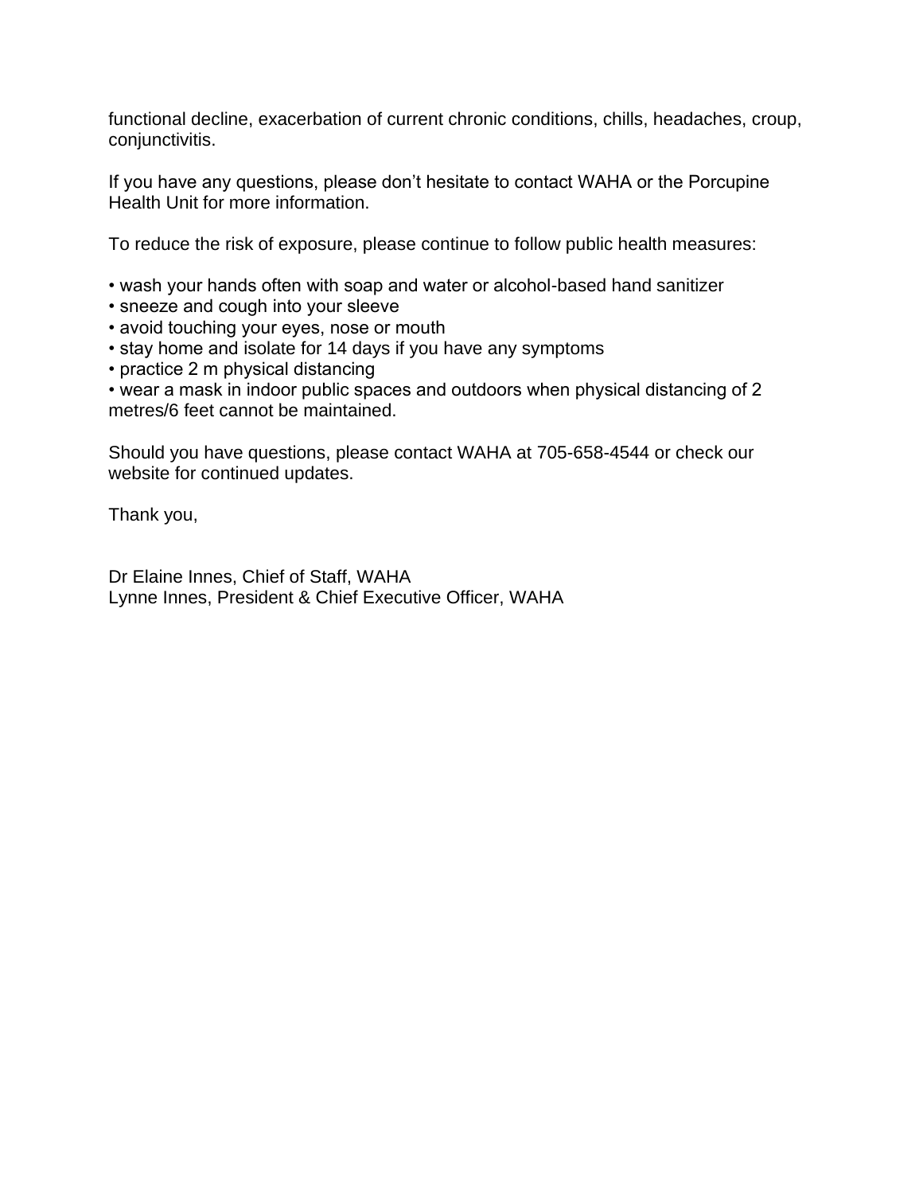functional decline, exacerbation of current chronic conditions, chills, headaches, croup, conjunctivitis.

If you have any questions, please don't hesitate to contact WAHA or the Porcupine Health Unit for more information.

To reduce the risk of exposure, please continue to follow public health measures:

- wash your hands often with soap and water or alcohol-based hand sanitizer
- sneeze and cough into your sleeve
- avoid touching your eyes, nose or mouth
- stay home and isolate for 14 days if you have any symptoms
- practice 2 m physical distancing
- wear a mask in indoor public spaces and outdoors when physical distancing of 2 metres/6 feet cannot be maintained.

Should you have questions, please contact WAHA at 705-658-4544 or check our website for continued updates.

Thank you,

Dr Elaine Innes, Chief of Staff, WAHA
Lynne Innes, President & Chief Executive Officer, WAHA